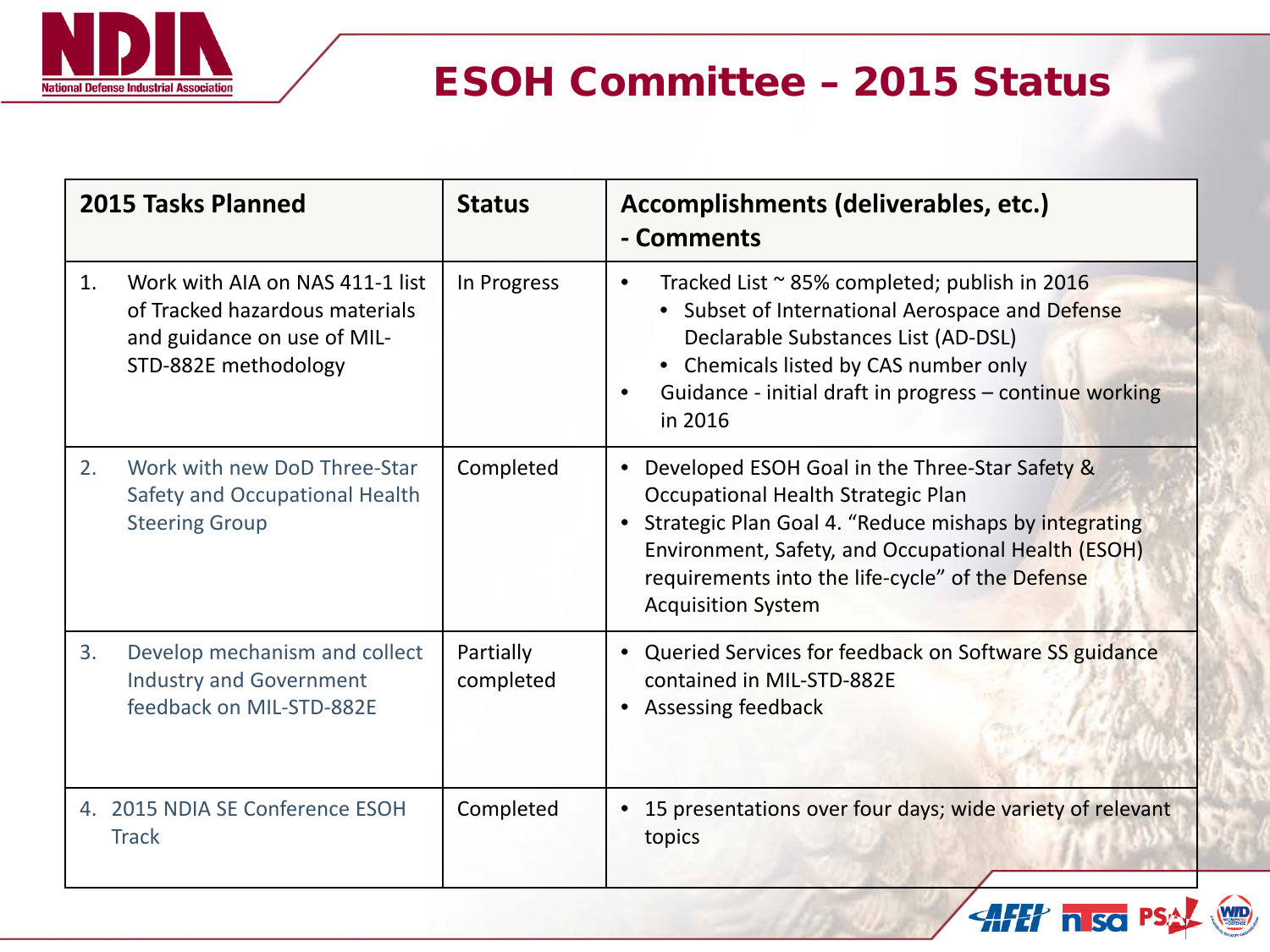# ESOH Committee – 2015 Status

| 2015 Tasks Planned | Status | Accomplishments (deliverables, etc.) - Comments |
|---|---|---|
| 1. Work with AIA on NAS 411-1 list of Tracked hazardous materials and guidance on use of MIL-STD-882E methodology | In Progress | • Tracked List ~ 85% completed; publish in 2016<br>  • Subset of International Aerospace and Defense Declarable Substances List (AD-DSL)<br>  • Chemicals listed by CAS number only<br>• Guidance - initial draft in progress – continue working in 2016 |
| 2. Work with new DoD Three-Star Safety and Occupational Health Steering Group | Completed | • Developed ESOH Goal in the Three-Star Safety & Occupational Health Strategic Plan<br>• Strategic Plan Goal 4. "Reduce mishaps by integrating Environment, Safety, and Occupational Health (ESOH) requirements into the life-cycle" of the Defense Acquisition System |
| 3. Develop mechanism and collect Industry and Government feedback on MIL-STD-882E | Partially completed | • Queried Services for feedback on Software SS guidance contained in MIL-STD-882E<br>• Assessing feedback |
| 4. 2015 NDIA SE Conference ESOH Track | Completed | • 15 presentations over four days; wide variety of relevant topics |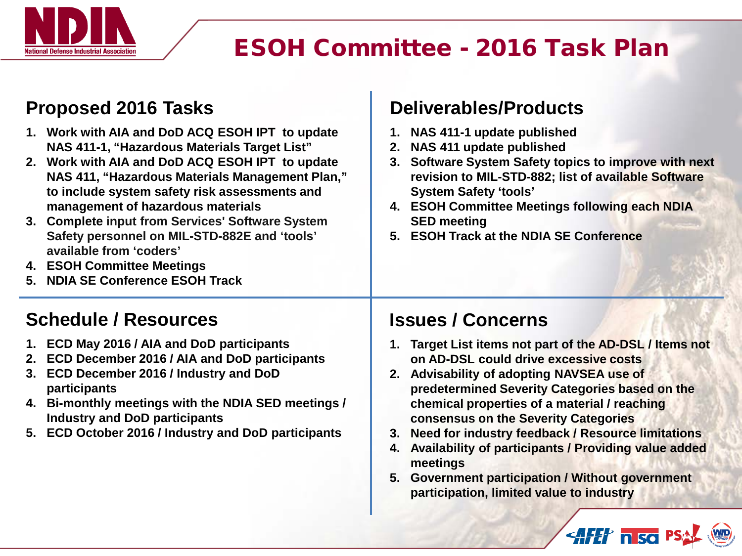# ESOH Committee - 2016 Task Plan

## Proposed 2016 Tasks

1. Work with AIA and DoD ACQ ESOH IPT to update NAS 411-1, "Hazardous Materials Target List"
2. Work with AIA and DoD ACQ ESOH IPT to update NAS 411, "Hazardous Materials Management Plan," to include system safety risk assessments and management of hazardous materials
3. Complete input from Services' Software System Safety personnel on MIL-STD-882E and 'tools' available from 'coders'
4. ESOH Committee Meetings
5. NDIA SE Conference ESOH Track

## Deliverables/Products

1. NAS 411-1 update published
2. NAS 411 update published
3. Software System Safety topics to improve with next revision to MIL-STD-882; list of available Software System Safety 'tools'
4. ESOH Committee Meetings following each NDIA SED meeting
5. ESOH Track at the NDIA SE Conference

## Schedule / Resources

1. ECD May 2016 / AIA and DoD participants
2. ECD December 2016 / AIA and DoD participants
3. ECD December 2016 / Industry and DoD participants
4. Bi-monthly meetings with the NDIA SED meetings / Industry and DoD participants
5. ECD October 2016 / Industry and DoD participants

## Issues / Concerns

1. Target List items not part of the AD-DSL / Items not on AD-DSL could drive excessive costs
2. Advisability of adopting NAVSEA use of predetermined Severity Categories based on the chemical properties of a material / reaching consensus on the Severity Categories
3. Need for industry feedback / Resource limitations
4. Availability of participants / Providing value added meetings
5. Government participation / Without government participation, limited value to industry